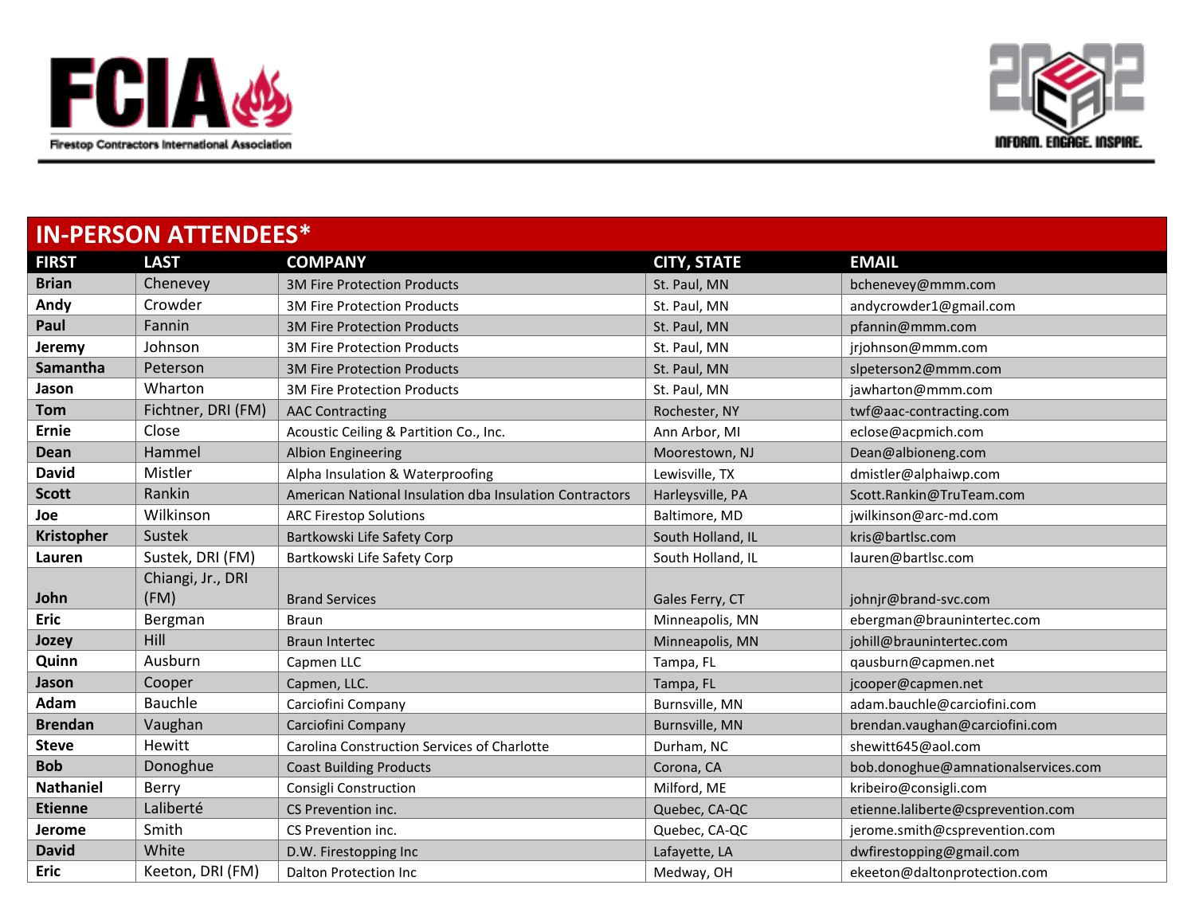FCIA Firestop Contractors International Association

2022 ECA INFORM. ENGAGE. INSPIRE.

## IN-PERSON ATTENDEES*

| FIRST | LAST | COMPANY | CITY, STATE | EMAIL |
|---|---|---|---|---|
| **Brian** | Chenevey | 3M Fire Protection Products | St. Paul, MN | bchenevey@mmm.com |
| **Andy** | Crowder | 3M Fire Protection Products | St. Paul, MN | andycrowder1@gmail.com |
| **Paul** | Fannin | 3M Fire Protection Products | St. Paul, MN | pfannin@mmm.com |
| **Jeremy** | Johnson | 3M Fire Protection Products | St. Paul, MN | jrjohnson@mmm.com |
| **Samantha** | Peterson | 3M Fire Protection Products | St. Paul, MN | slpeterson2@mmm.com |
| **Jason** | Wharton | 3M Fire Protection Products | St. Paul, MN | jawharton@mmm.com |
| **Tom** | Fichtner, DRI (FM) | AAC Contracting | Rochester, NY | twf@aac-contracting.com |
| **Ernie** | Close | Acoustic Ceiling & Partition Co., Inc. | Ann Arbor, MI | eclose@acpmich.com |
| **Dean** | Hammel | Albion Engineering | Moorestown, NJ | Dean@albioneng.com |
| **David** | Mistler | Alpha Insulation & Waterproofing | Lewisville, TX | dmistler@alphaiwp.com |
| **Scott** | Rankin | American National Insulation dba Insulation Contractors | Harleysville, PA | Scott.Rankin@TruTeam.com |
| **Joe** | Wilkinson | ARC Firestop Solutions | Baltimore, MD | jwilkinson@arc-md.com |
| **Kristopher** | Sustek | Bartkowski Life Safety Corp | South Holland, IL | kris@bartlsc.com |
| **Lauren** | Sustek, DRI (FM) | Bartkowski Life Safety Corp | South Holland, IL | lauren@bartlsc.com |
| **John** | Chiangi, Jr., DRI (FM) | Brand Services | Gales Ferry, CT | johnjr@brand-svc.com |
| **Eric** | Bergman | Braun | Minneapolis, MN | ebergman@braunintertec.com |
| **Jozey** | Hill | Braun Intertec | Minneapolis, MN | johill@braunintertec.com |
| **Quinn** | Ausburn | Capmen LLC | Tampa, FL | qausburn@capmen.net |
| **Jason** | Cooper | Capmen, LLC. | Tampa, FL | jcooper@capmen.net |
| **Adam** | Bauchle | Carciofini Company | Burnsville, MN | adam.bauchle@carciofini.com |
| **Brendan** | Vaughan | Carciofini Company | Burnsville, MN | brendan.vaughan@carciofini.com |
| **Steve** | Hewitt | Carolina Construction Services of Charlotte | Durham, NC | shewitt645@aol.com |
| **Bob** | Donoghue | Coast Building Products | Corona, CA | bob.donoghue@amnationalservices.com |
| **Nathaniel** | Berry | Consigli Construction | Milford, ME | kribeiro@consigli.com |
| **Etienne** | Laliberté | CS Prevention inc. | Quebec, CA-QC | etienne.laliberte@csprevention.com |
| **Jerome** | Smith | CS Prevention inc. | Quebec, CA-QC | jerome.smith@csprevention.com |
| **David** | White | D.W. Firestopping Inc | Lafayette, LA | dwfirestopping@gmail.com |
| **Eric** | Keeton, DRI (FM) | Dalton Protection Inc | Medway, OH | ekeeton@daltonprotection.com |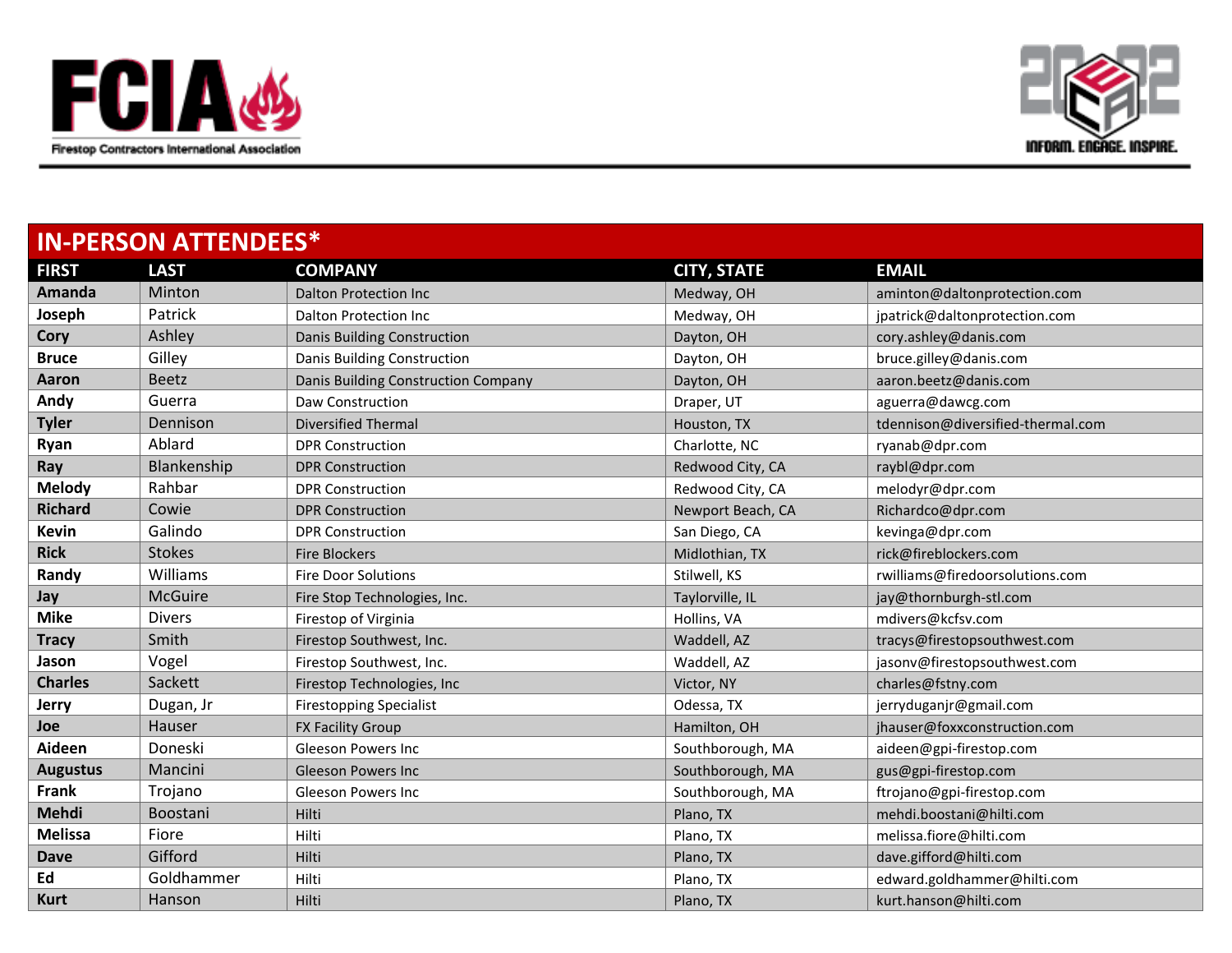## IN-PERSON ATTENDEES*

| FIRST | LAST | COMPANY | CITY, STATE | EMAIL |
|---|---|---|---|---|
| **Amanda** | Minton | Dalton Protection Inc | Medway, OH | aminton@daltonprotection.com |
| **Joseph** | Patrick | Dalton Protection Inc | Medway, OH | jpatrick@daltonprotection.com |
| **Cory** | Ashley | Danis Building Construction | Dayton, OH | cory.ashley@danis.com |
| **Bruce** | Gilley | Danis Building Construction | Dayton, OH | bruce.gilley@danis.com |
| **Aaron** | Beetz | Danis Building Construction Company | Dayton, OH | aaron.beetz@danis.com |
| **Andy** | Guerra | Daw Construction | Draper, UT | aguerra@dawcg.com |
| **Tyler** | Dennison | Diversified Thermal | Houston, TX | tdennison@diversified-thermal.com |
| **Ryan** | Ablard | DPR Construction | Charlotte, NC | ryanab@dpr.com |
| **Ray** | Blankenship | DPR Construction | Redwood City, CA | raybl@dpr.com |
| **Melody** | Rahbar | DPR Construction | Redwood City, CA | melodyr@dpr.com |
| **Richard** | Cowie | DPR Construction | Newport Beach, CA | Richardco@dpr.com |
| **Kevin** | Galindo | DPR Construction | San Diego, CA | kevinga@dpr.com |
| **Rick** | Stokes | Fire Blockers | Midlothian, TX | rick@fireblockers.com |
| **Randy** | Williams | Fire Door Solutions | Stilwell, KS | rwilliams@firedoorsolutions.com |
| **Jay** | McGuire | Fire Stop Technologies, Inc. | Taylorville, IL | jay@thornburgh-stl.com |
| **Mike** | Divers | Firestop of Virginia | Hollins, VA | mdivers@kcfsv.com |
| **Tracy** | Smith | Firestop Southwest, Inc. | Waddell, AZ | tracys@firestopsouthwest.com |
| **Jason** | Vogel | Firestop Southwest, Inc. | Waddell, AZ | jasonv@firestopsouthwest.com |
| **Charles** | Sackett | Firestop Technologies, Inc | Victor, NY | charles@fstny.com |
| **Jerry** | Dugan, Jr | Firestopping Specialist | Odessa, TX | jerryduganjr@gmail.com |
| **Joe** | Hauser | FX Facility Group | Hamilton, OH | jhauser@foxxconstruction.com |
| **Aideen** | Doneski | Gleeson Powers Inc | Southborough, MA | aideen@gpi-firestop.com |
| **Augustus** | Mancini | Gleeson Powers Inc | Southborough, MA | gus@gpi-firestop.com |
| **Frank** | Trojano | Gleeson Powers Inc | Southborough, MA | ftrojano@gpi-firestop.com |
| **Mehdi** | Boostani | Hilti | Plano, TX | mehdi.boostani@hilti.com |
| **Melissa** | Fiore | Hilti | Plano, TX | melissa.fiore@hilti.com |
| **Dave** | Gifford | Hilti | Plano, TX | dave.gifford@hilti.com |
| **Ed** | Goldhammer | Hilti | Plano, TX | edward.goldhammer@hilti.com |
| **Kurt** | Hanson | Hilti | Plano, TX | kurt.hanson@hilti.com |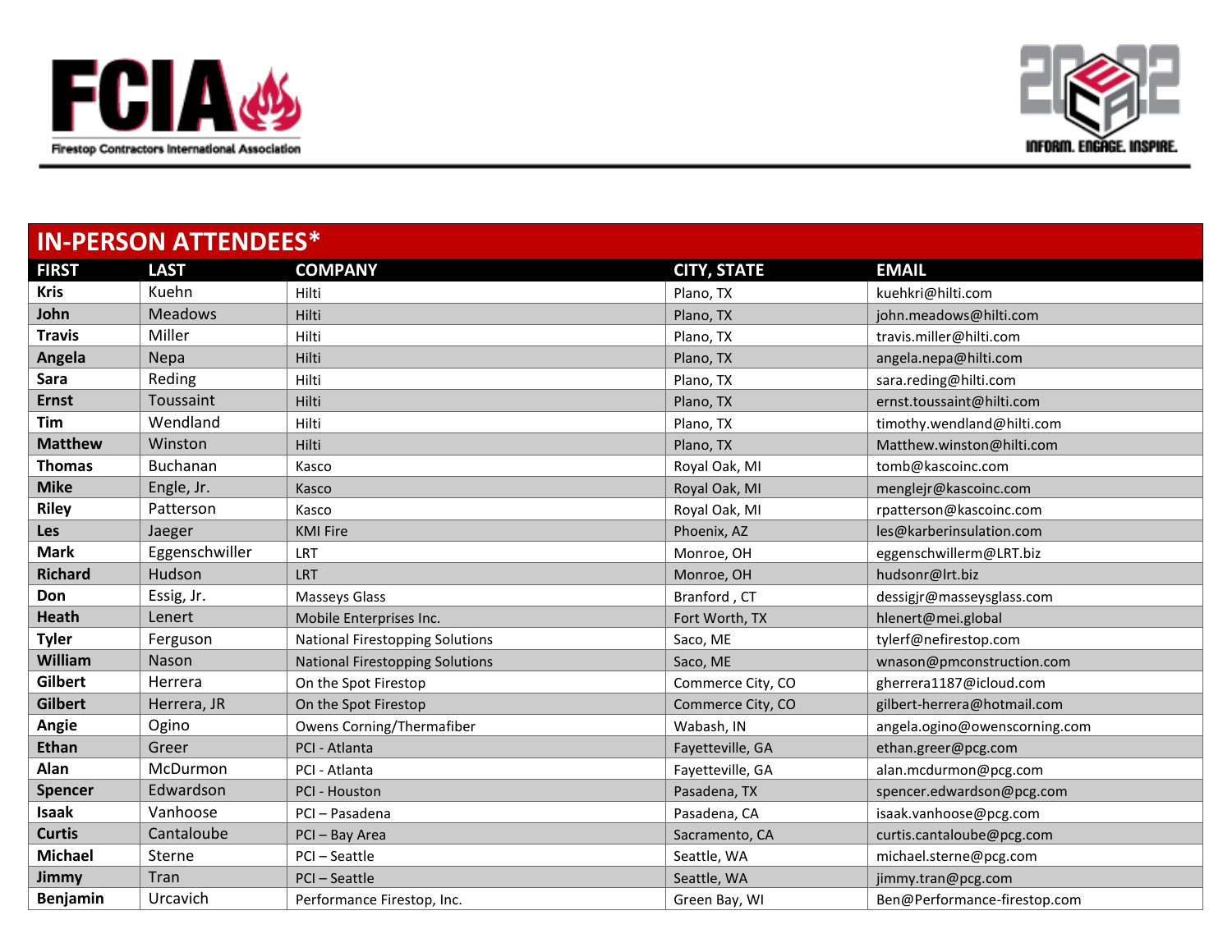## IN-PERSON ATTENDEES*

| FIRST | LAST | COMPANY | CITY, STATE | EMAIL |
|---|---|---|---|---|
| **Kris** | Kuehn | Hilti | Plano, TX | kuehkri@hilti.com |
| **John** | Meadows | Hilti | Plano, TX | john.meadows@hilti.com |
| **Travis** | Miller | Hilti | Plano, TX | travis.miller@hilti.com |
| **Angela** | Nepa | Hilti | Plano, TX | angela.nepa@hilti.com |
| **Sara** | Reding | Hilti | Plano, TX | sara.reding@hilti.com |
| **Ernst** | Toussaint | Hilti | Plano, TX | ernst.toussaint@hilti.com |
| **Tim** | Wendland | Hilti | Plano, TX | timothy.wendland@hilti.com |
| **Matthew** | Winston | Hilti | Plano, TX | Matthew.winston@hilti.com |
| **Thomas** | Buchanan | Kasco | Royal Oak, MI | tomb@kascoinc.com |
| **Mike** | Engle, Jr. | Kasco | Royal Oak, MI | menglejr@kascoinc.com |
| **Riley** | Patterson | Kasco | Royal Oak, MI | rpatterson@kascoinc.com |
| **Les** | Jaeger | KMI Fire | Phoenix, AZ | les@karberinsulation.com |
| **Mark** | Eggenschwiller | LRT | Monroe, OH | eggenschwillerm@LRT.biz |
| **Richard** | Hudson | LRT | Monroe, OH | hudsonr@lrt.biz |
| **Don** | Essig, Jr. | Masseys Glass | Branford , CT | dessigjr@masseysglass.com |
| **Heath** | Lenert | Mobile Enterprises Inc. | Fort Worth, TX | hlenert@mei.global |
| **Tyler** | Ferguson | National Firestopping Solutions | Saco, ME | tylerf@nefirestop.com |
| **William** | Nason | National Firestopping Solutions | Saco, ME | wnason@pmconstruction.com |
| **Gilbert** | Herrera | On the Spot Firestop | Commerce City, CO | gherrera1187@icloud.com |
| **Gilbert** | Herrera, JR | On the Spot Firestop | Commerce City, CO | gilbert-herrera@hotmail.com |
| **Angie** | Ogino | Owens Corning/Thermafiber | Wabash, IN | angela.ogino@owenscorning.com |
| **Ethan** | Greer | PCI - Atlanta | Fayetteville, GA | ethan.greer@pcg.com |
| **Alan** | McDurmon | PCI - Atlanta | Fayetteville, GA | alan.mcdurmon@pcg.com |
| **Spencer** | Edwardson | PCI - Houston | Pasadena, TX | spencer.edwardson@pcg.com |
| **Isaak** | Vanhoose | PCI – Pasadena | Pasadena, CA | isaak.vanhoose@pcg.com |
| **Curtis** | Cantaloube | PCI – Bay Area | Sacramento, CA | curtis.cantaloube@pcg.com |
| **Michael** | Sterne | PCI – Seattle | Seattle, WA | michael.sterne@pcg.com |
| **Jimmy** | Tran | PCI – Seattle | Seattle, WA | jimmy.tran@pcg.com |
| **Benjamin** | Urcavich | Performance Firestop, Inc. | Green Bay, WI | Ben@Performance-firestop.com |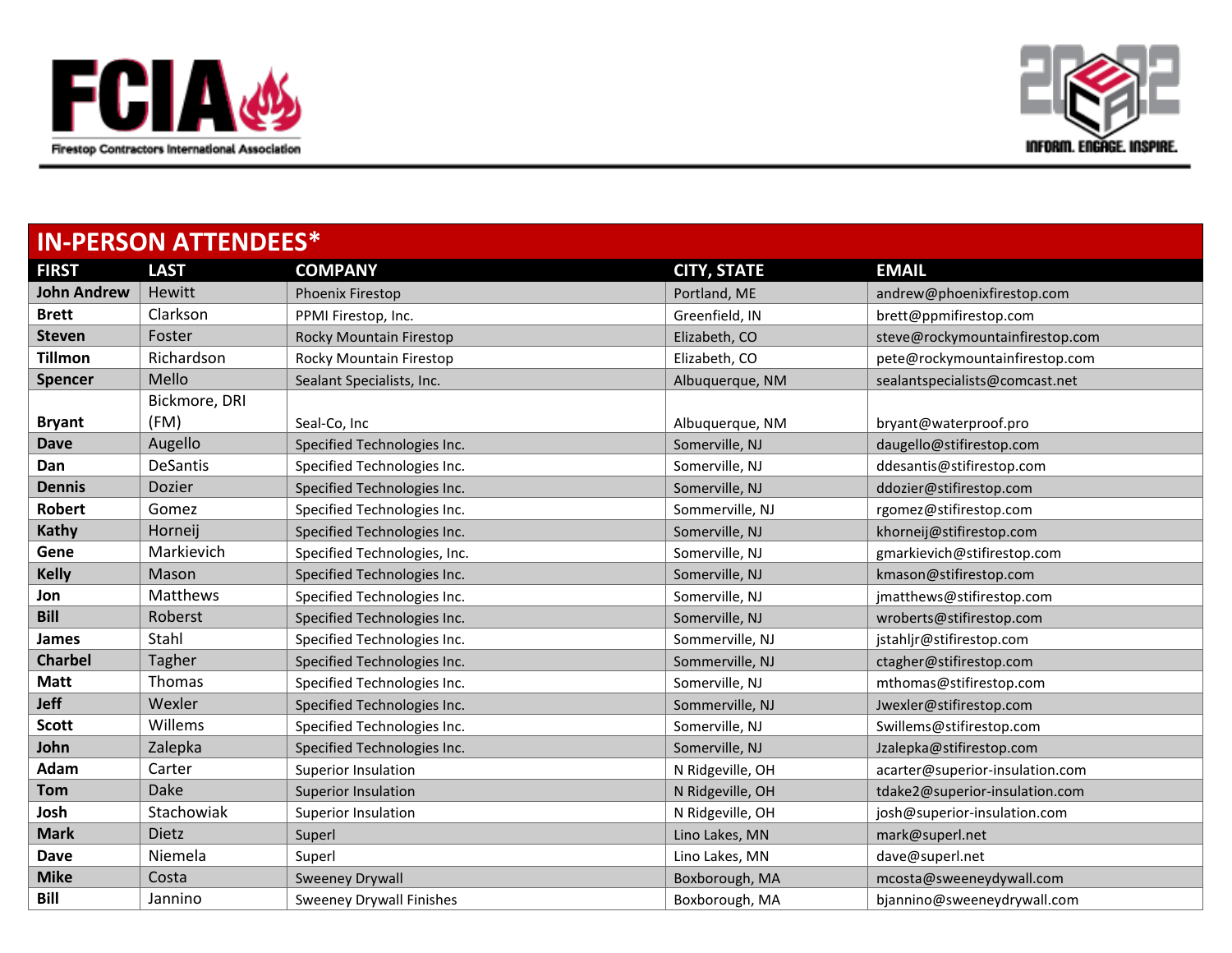## IN-PERSON ATTENDEES*

| FIRST | LAST | COMPANY | CITY, STATE | EMAIL |
|---|---|---|---|---|
| **John Andrew** | Hewitt | Phoenix Firestop | Portland, ME | andrew@phoenixfirestop.com |
| **Brett** | Clarkson | PPMI Firestop, Inc. | Greenfield, IN | brett@ppmifirestop.com |
| **Steven** | Foster | Rocky Mountain Firestop | Elizabeth, CO | steve@rockymountainfirestop.com |
| **Tillmon** | Richardson | Rocky Mountain Firestop | Elizabeth, CO | pete@rockymountainfirestop.com |
| **Spencer** | Mello | Sealant Specialists, Inc. | Albuquerque, NM | sealantspecialists@comcast.net |
| **Bryant** | Bickmore, DRI (FM) | Seal-Co, Inc | Albuquerque, NM | bryant@waterproof.pro |
| **Dave** | Augello | Specified Technologies Inc. | Somerville, NJ | daugello@stifirestop.com |
| **Dan** | DeSantis | Specified Technologies Inc. | Somerville, NJ | ddesantis@stifirestop.com |
| **Dennis** | Dozier | Specified Technologies Inc. | Somerville, NJ | ddozier@stifirestop.com |
| **Robert** | Gomez | Specified Technologies Inc. | Sommerville, NJ | rgomez@stifirestop.com |
| **Kathy** | Horneij | Specified Technologies Inc. | Somerville, NJ | khorneij@stifirestop.com |
| **Gene** | Markievich | Specified Technologies, Inc. | Somerville, NJ | gmarkievich@stifirestop.com |
| **Kelly** | Mason | Specified Technologies Inc. | Somerville, NJ | kmason@stifirestop.com |
| **Jon** | Matthews | Specified Technologies Inc. | Somerville, NJ | jmatthews@stifirestop.com |
| **Bill** | Roberst | Specified Technologies Inc. | Somerville, NJ | wroberts@stifirestop.com |
| **James** | Stahl | Specified Technologies Inc. | Sommerville, NJ | jstahljr@stifirestop.com |
| **Charbel** | Tagher | Specified Technologies Inc. | Sommerville, NJ | ctagher@stifirestop.com |
| **Matt** | Thomas | Specified Technologies Inc. | Somerville, NJ | mthomas@stifirestop.com |
| **Jeff** | Wexler | Specified Technologies Inc. | Sommerville, NJ | Jwexler@stifirestop.com |
| **Scott** | Willems | Specified Technologies Inc. | Somerville, NJ | Swillems@stifirestop.com |
| **John** | Zalepka | Specified Technologies Inc. | Somerville, NJ | Jzalepka@stifirestop.com |
| **Adam** | Carter | Superior Insulation | N Ridgeville, OH | acarter@superior-insulation.com |
| **Tom** | Dake | Superior Insulation | N Ridgeville, OH | tdake2@superior-insulation.com |
| **Josh** | Stachowiak | Superior Insulation | N Ridgeville, OH | josh@superior-insulation.com |
| **Mark** | Dietz | Superl | Lino Lakes, MN | mark@superl.net |
| **Dave** | Niemela | Superl | Lino Lakes, MN | dave@superl.net |
| **Mike** | Costa | Sweeney Drywall | Boxborough, MA | mcosta@sweeneydywall.com |
| **Bill** | Jannino | Sweeney Drywall Finishes | Boxborough, MA | bjannino@sweeneydrywall.com |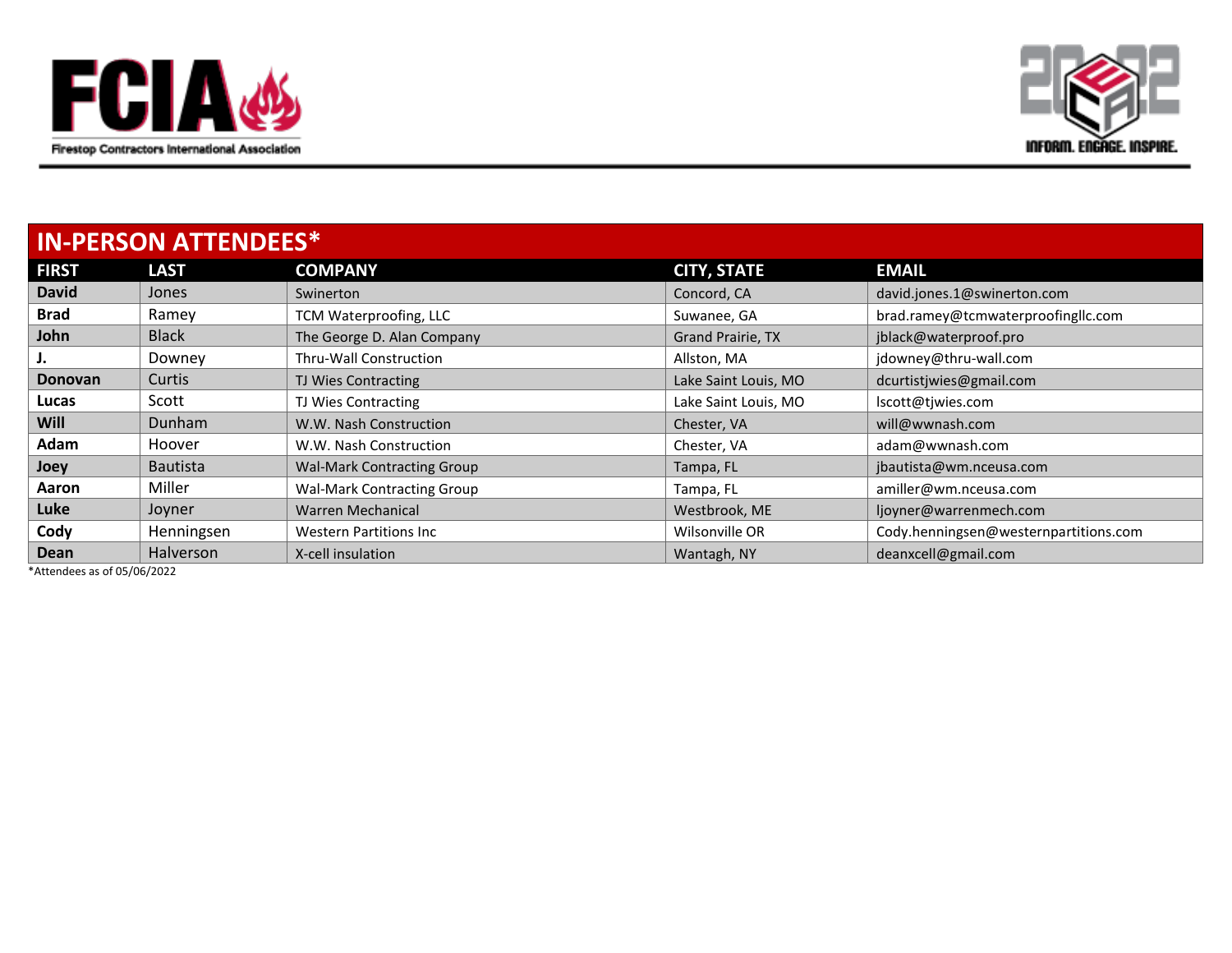FCIA Firestop Contractors International Association

2022 ECA INFORM. ENGAGE. INSPIRE.

## IN-PERSON ATTENDEES*

| FIRST | LAST | COMPANY | CITY, STATE | EMAIL |
|---|---|---|---|---|
| **David** | Jones | Swinerton | Concord, CA | david.jones.1@swinerton.com |
| **Brad** | Ramey | TCM Waterproofing, LLC | Suwanee, GA | brad.ramey@tcmwaterproofingllc.com |
| **John** | Black | The George D. Alan Company | Grand Prairie, TX | jblack@waterproof.pro |
| **J.** | Downey | Thru-Wall Construction | Allston, MA | jdowney@thru-wall.com |
| **Donovan** | Curtis | TJ Wies Contracting | Lake Saint Louis, MO | dcurtistjwies@gmail.com |
| **Lucas** | Scott | TJ Wies Contracting | Lake Saint Louis, MO | lscott@tjwies.com |
| **Will** | Dunham | W.W. Nash Construction | Chester, VA | will@wwnash.com |
| **Adam** | Hoover | W.W. Nash Construction | Chester, VA | adam@wwnash.com |
| **Joey** | Bautista | Wal-Mark Contracting Group | Tampa, FL | jbautista@wm.nceusa.com |
| **Aaron** | Miller | Wal-Mark Contracting Group | Tampa, FL | amiller@wm.nceusa.com |
| **Luke** | Joyner | Warren Mechanical | Westbrook, ME | ljoyner@warrenmech.com |
| **Cody** | Henningsen | Western Partitions Inc | Wilsonville OR | Cody.henningsen@westernpartitions.com |
| **Dean** | Halverson | X-cell insulation | Wantagh, NY | deanxcell@gmail.com |

*Attendees as of 05/06/2022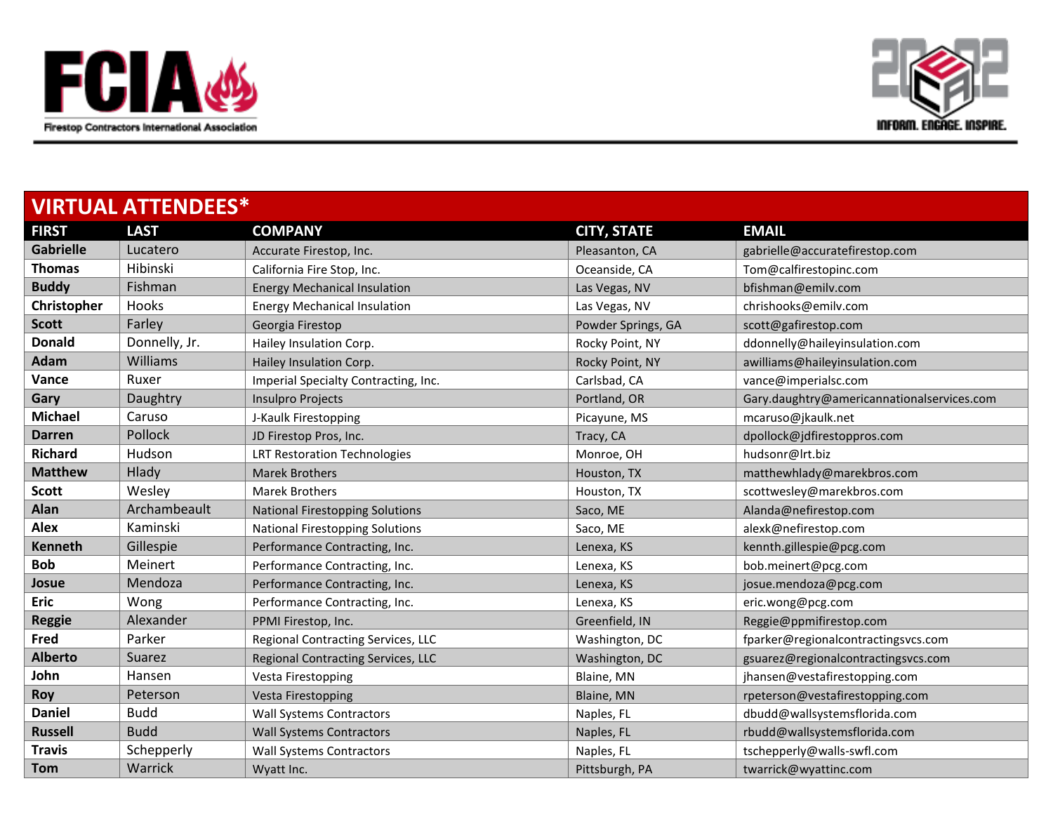# VIRTUAL ATTENDEES*

| FIRST | LAST | COMPANY | CITY, STATE | EMAIL |
|---|---|---|---|---|
| **Gabrielle** | Lucatero | Accurate Firestop, Inc. | Pleasanton, CA | gabrielle@accuratefirestop.com |
| **Thomas** | Hibinski | California Fire Stop, Inc. | Oceanside, CA | Tom@calfirestopinc.com |
| **Buddy** | Fishman | Energy Mechanical Insulation | Las Vegas, NV | bfishman@emilv.com |
| **Christopher** | Hooks | Energy Mechanical Insulation | Las Vegas, NV | chrishooks@emilv.com |
| **Scott** | Farley | Georgia Firestop | Powder Springs, GA | scott@gafirestop.com |
| **Donald** | Donnelly, Jr. | Hailey Insulation Corp. | Rocky Point, NY | ddonnelly@haileyinsulation.com |
| **Adam** | Williams | Hailey Insulation Corp. | Rocky Point, NY | awilliams@haileyinsulation.com |
| **Vance** | Ruxer | Imperial Specialty Contracting, Inc. | Carlsbad, CA | vance@imperialsc.com |
| **Gary** | Daughtry | Insulpro Projects | Portland, OR | Gary.daughtry@americannationalservices.com |
| **Michael** | Caruso | J-Kaulk Firestopping | Picayune, MS | mcaruso@jkaulk.net |
| **Darren** | Pollock | JD Firestop Pros, Inc. | Tracy, CA | dpollock@jdfirestoppros.com |
| **Richard** | Hudson | LRT Restoration Technologies | Monroe, OH | hudsonr@lrt.biz |
| **Matthew** | Hlady | Marek Brothers | Houston, TX | matthewhlady@marekbros.com |
| **Scott** | Wesley | Marek Brothers | Houston, TX | scottwesley@marekbros.com |
| **Alan** | Archambeault | National Firestopping Solutions | Saco, ME | Alanda@nefirestop.com |
| **Alex** | Kaminski | National Firestopping Solutions | Saco, ME | alexk@nefirestop.com |
| **Kenneth** | Gillespie | Performance Contracting, Inc. | Lenexa, KS | kennth.gillespie@pcg.com |
| **Bob** | Meinert | Performance Contracting, Inc. | Lenexa, KS | bob.meinert@pcg.com |
| **Josue** | Mendoza | Performance Contracting, Inc. | Lenexa, KS | josue.mendoza@pcg.com |
| **Eric** | Wong | Performance Contracting, Inc. | Lenexa, KS | eric.wong@pcg.com |
| **Reggie** | Alexander | PPMI Firestop, Inc. | Greenfield, IN | Reggie@ppmifirestop.com |
| **Fred** | Parker | Regional Contracting Services, LLC | Washington, DC | fparker@regionalcontractingsvcs.com |
| **Alberto** | Suarez | Regional Contracting Services, LLC | Washington, DC | gsuarez@regionalcontractingsvcs.com |
| **John** | Hansen | Vesta Firestopping | Blaine, MN | jhansen@vestafirestopping.com |
| **Roy** | Peterson | Vesta Firestopping | Blaine, MN | rpeterson@vestafirestopping.com |
| **Daniel** | Budd | Wall Systems Contractors | Naples, FL | dbudd@wallsystemsflorida.com |
| **Russell** | Budd | Wall Systems Contractors | Naples, FL | rbudd@wallsystemsflorida.com |
| **Travis** | Schepperly | Wall Systems Contractors | Naples, FL | tschepperly@walls-swfl.com |
| **Tom** | Warrick | Wyatt Inc. | Pittsburgh, PA | twarrick@wyattinc.com |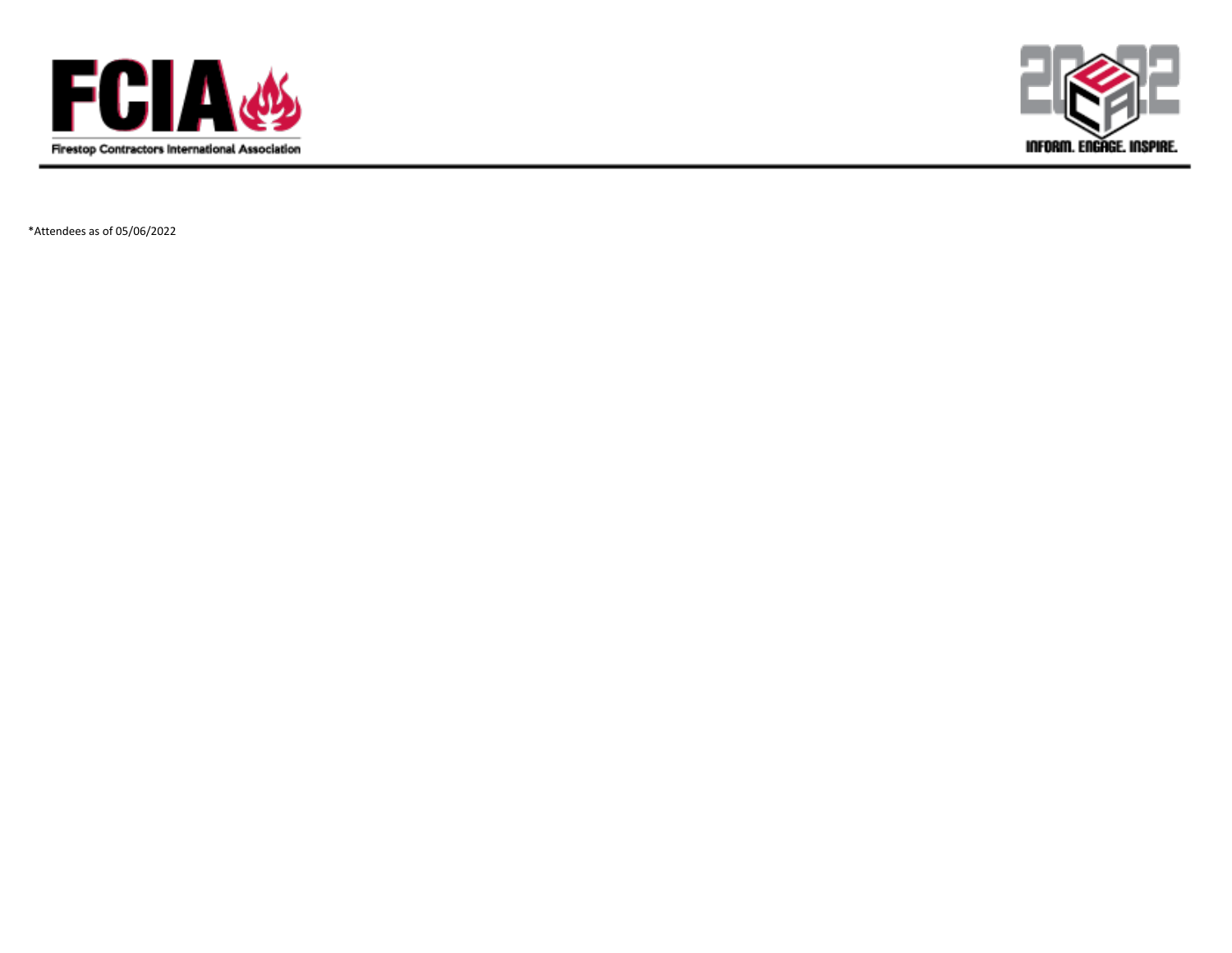*Attendees as of 05/06/2022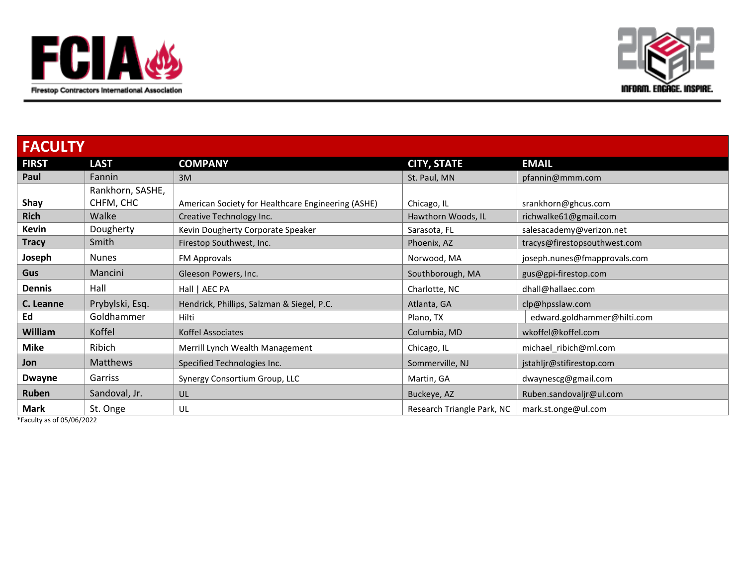FCIA Firestop Contractors International Association

2022 INFORM. ENGAGE. INSPIRE.

## FACULTY

| FIRST | LAST | COMPANY | CITY, STATE | EMAIL |
|---|---|---|---|---|
| **Paul** | Fannin | 3M | St. Paul, MN | pfannin@mmm.com |
| **Shay** | Rankhorn, SASHE, CHFM, CHC | American Society for Healthcare Engineering (ASHE) | Chicago, IL | srankhorn@ghcus.com |
| **Rich** | Walke | Creative Technology Inc. | Hawthorn Woods, IL | richwalke61@gmail.com |
| **Kevin** | Dougherty | Kevin Dougherty Corporate Speaker | Sarasota, FL | salesacademy@verizon.net |
| **Tracy** | Smith | Firestop Southwest, Inc. | Phoenix, AZ | tracys@firestopsouthwest.com |
| **Joseph** | Nunes | FM Approvals | Norwood, MA | joseph.nunes@fmapprovals.com |
| **Gus** | Mancini | Gleeson Powers, Inc. | Southborough, MA | gus@gpi-firestop.com |
| **Dennis** | Hall | Hall \| AEC PA | Charlotte, NC | dhall@hallaec.com |
| **C. Leanne** | Prybylski, Esq. | Hendrick, Phillips, Salzman & Siegel, P.C. | Atlanta, GA | clp@hpsslaw.com |
| **Ed** | Goldhammer | Hilti | Plano, TX | edward.goldhammer@hilti.com |
| **William** | Koffel | Koffel Associates | Columbia, MD | wkoffel@koffel.com |
| **Mike** | Ribich | Merrill Lynch Wealth Management | Chicago, IL | michael_ribich@ml.com |
| **Jon** | Matthews | Specified Technologies Inc. | Sommerville, NJ | jstahljr@stifirestop.com |
| **Dwayne** | Garriss | Synergy Consortium Group, LLC | Martin, GA | dwaynescg@gmail.com |
| **Ruben** | Sandoval, Jr. | UL | Buckeye, AZ | Ruben.sandovaljr@ul.com |
| **Mark** | St. Onge | UL | Research Triangle Park, NC | mark.st.onge@ul.com |

*Faculty as of 05/06/2022